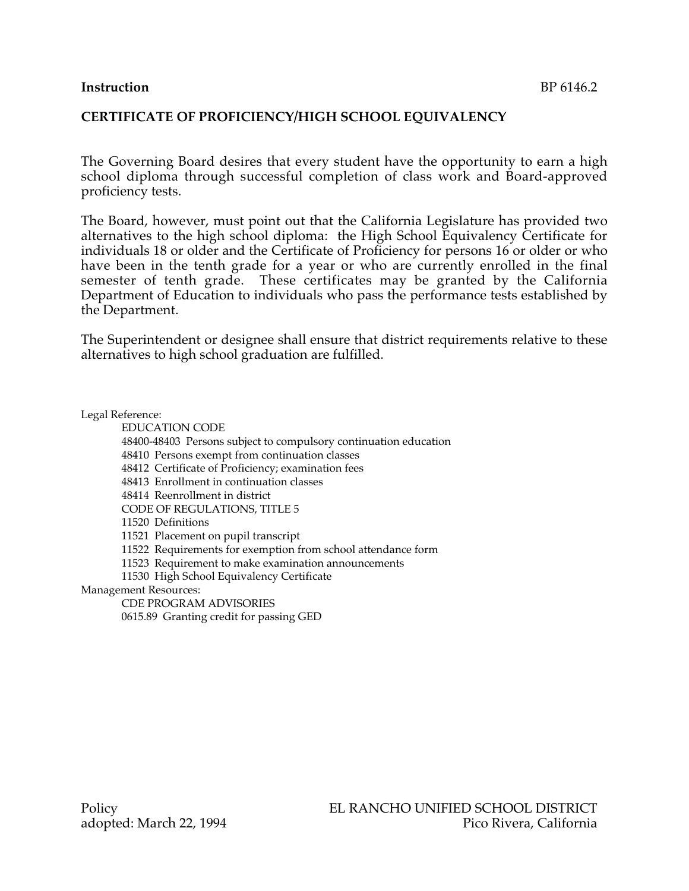**Instruction** BP 6146.2

## CERTIFICATE OF PROFICIENCY/HIGH SCHOOL EQUIVALENCY

The Governing Board desires that every student have the opportunity to earn a high school diploma through successful completion of class work and Board-approved proficiency tests.

The Board, however, must point out that the California Legislature has provided two alternatives to the high school diploma: the High School Equivalency Certificate for individuals 18 or older and the Certificate of Proficiency for persons 16 or older or who have been in the tenth grade for a year or who are currently enrolled in the final semester of tenth grade. These certificates may be granted by the California Department of Education to individuals who pass the performance tests established by the Department.

The Superintendent or designee shall ensure that district requirements relative to these alternatives to high school graduation are fulfilled.

Legal Reference:

EDUCATION CODE
- 48400-48403 Persons subject to compulsory continuation education
- 48410 Persons exempt from continuation classes
- 48412 Certificate of Proficiency; examination fees
- 48413 Enrollment in continuation classes
- 48414 Reenrollment in district

CODE OF REGULATIONS, TITLE 5
- 11520 Definitions
- 11521 Placement on pupil transcript
- 11522 Requirements for exemption from school attendance form
- 11523 Requirement to make examination announcements
- 11530 High School Equivalency Certificate

Management Resources:

CDE PROGRAM ADVISORIES
- 0615.89 Granting credit for passing GED

Policy
adopted: March 22, 1994

EL RANCHO UNIFIED SCHOOL DISTRICT
Pico Rivera, California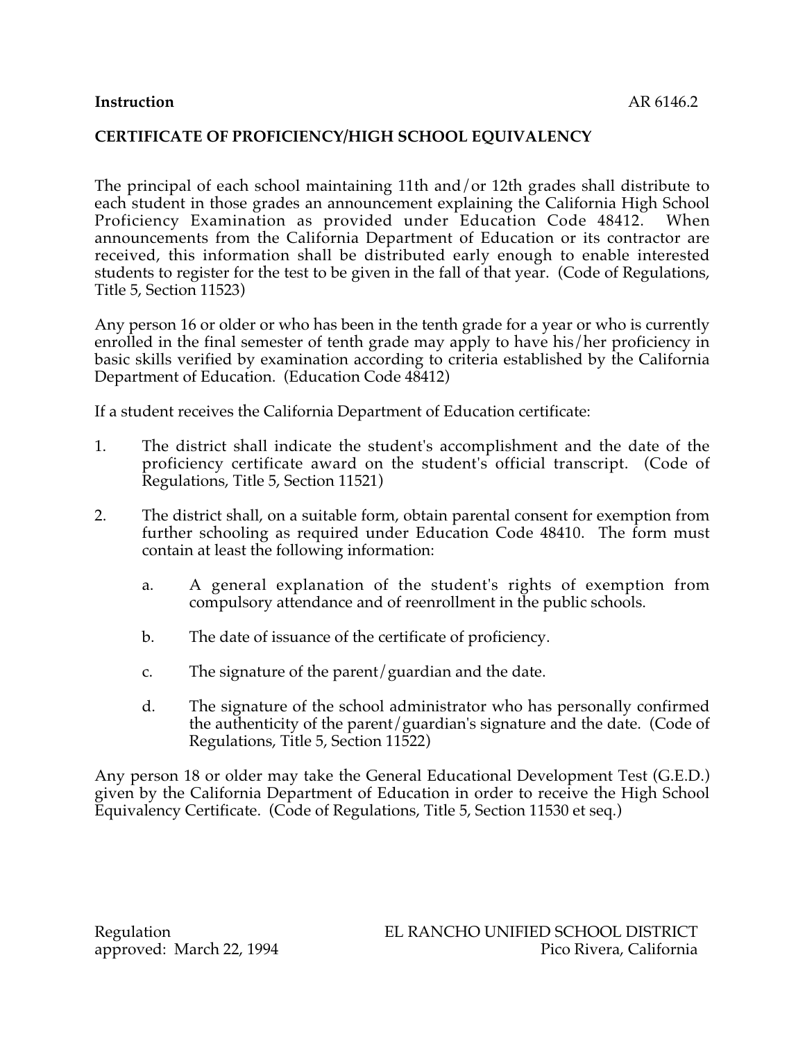**Instruction** AR 6146.2

## CERTIFICATE OF PROFICIENCY/HIGH SCHOOL EQUIVALENCY

The principal of each school maintaining 11th and/or 12th grades shall distribute to each student in those grades an announcement explaining the California High School Proficiency Examination as provided under Education Code 48412. When announcements from the California Department of Education or its contractor are received, this information shall be distributed early enough to enable interested students to register for the test to be given in the fall of that year. (Code of Regulations, Title 5, Section 11523)

Any person 16 or older or who has been in the tenth grade for a year or who is currently enrolled in the final semester of tenth grade may apply to have his/her proficiency in basic skills verified by examination according to criteria established by the California Department of Education. (Education Code 48412)

If a student receives the California Department of Education certificate:

1. The district shall indicate the student's accomplishment and the date of the proficiency certificate award on the student's official transcript. (Code of Regulations, Title 5, Section 11521)

2. The district shall, on a suitable form, obtain parental consent for exemption from further schooling as required under Education Code 48410. The form must contain at least the following information:

   a. A general explanation of the student's rights of exemption from compulsory attendance and of reenrollment in the public schools.

   b. The date of issuance of the certificate of proficiency.

   c. The signature of the parent/guardian and the date.

   d. The signature of the school administrator who has personally confirmed the authenticity of the parent/guardian's signature and the date. (Code of Regulations, Title 5, Section 11522)

Any person 18 or older may take the General Educational Development Test (G.E.D.) given by the California Department of Education in order to receive the High School Equivalency Certificate. (Code of Regulations, Title 5, Section 11530 et seq.)

Regulation
approved: March 22, 1994

EL RANCHO UNIFIED SCHOOL DISTRICT
Pico Rivera, California